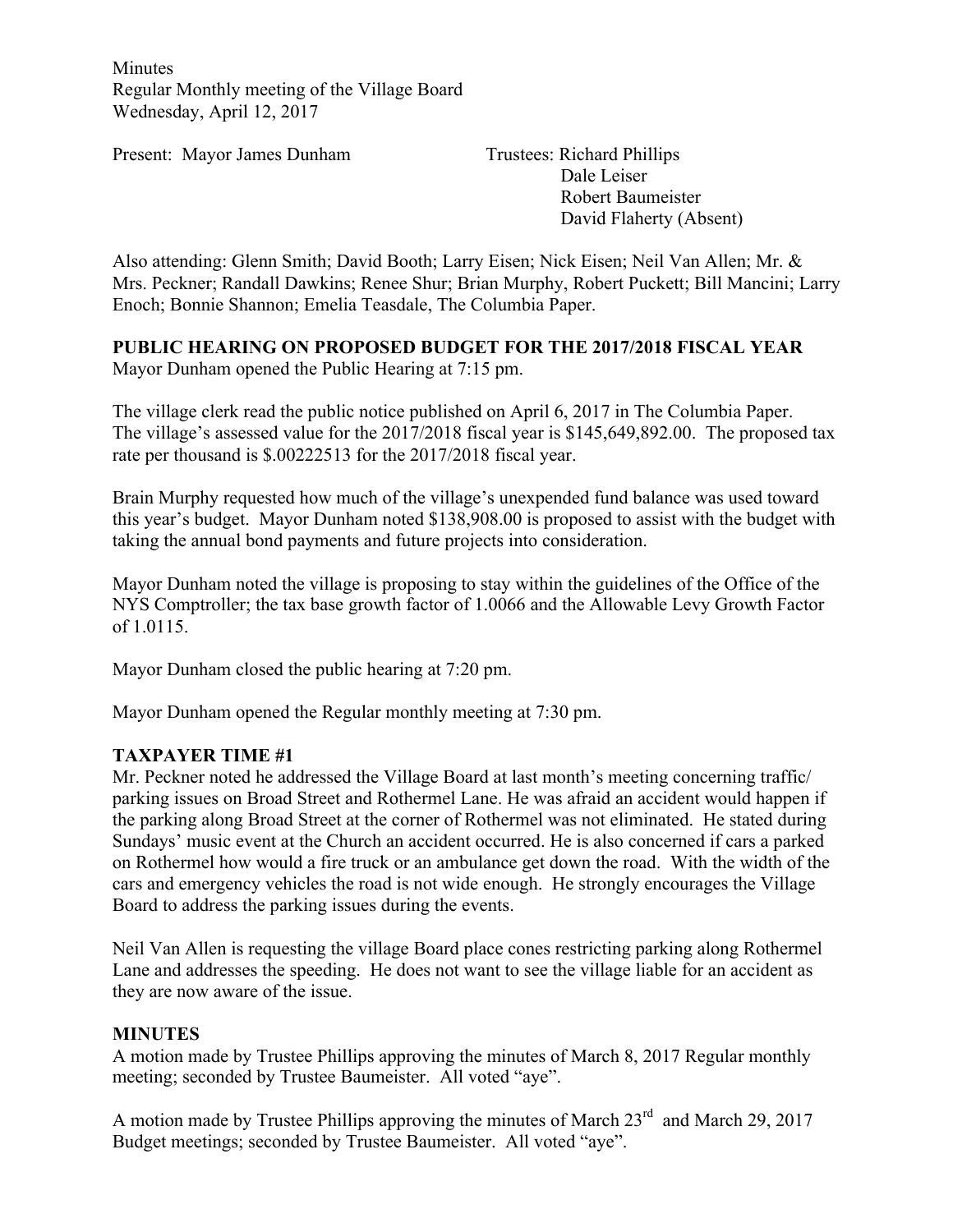Minutes
Regular Monthly meeting of the Village Board
Wednesday, April 12, 2017

Present: Mayor James Dunham

Trustees: Richard Phillips
Dale Leiser
Robert Baumeister
David Flaherty (Absent)

Also attending: Glenn Smith; David Booth; Larry Eisen; Nick Eisen; Neil Van Allen; Mr. & Mrs. Peckner; Randall Dawkins; Renee Shur; Brian Murphy, Robert Puckett; Bill Mancini; Larry Enoch; Bonnie Shannon; Emelia Teasdale, The Columbia Paper.

**PUBLIC HEARING ON PROPOSED BUDGET FOR THE 2017/2018 FISCAL YEAR**
Mayor Dunham opened the Public Hearing at 7:15 pm.

The village clerk read the public notice published on April 6, 2017 in The Columbia Paper. The village's assessed value for the 2017/2018 fiscal year is $145,649,892.00. The proposed tax rate per thousand is $.00222513 for the 2017/2018 fiscal year.

Brain Murphy requested how much of the village's unexpended fund balance was used toward this year's budget. Mayor Dunham noted $138,908.00 is proposed to assist with the budget with taking the annual bond payments and future projects into consideration.

Mayor Dunham noted the village is proposing to stay within the guidelines of the Office of the NYS Comptroller; the tax base growth factor of 1.0066 and the Allowable Levy Growth Factor of 1.0115.

Mayor Dunham closed the public hearing at 7:20 pm.

Mayor Dunham opened the Regular monthly meeting at 7:30 pm.

**TAXPAYER TIME #1**
Mr. Peckner noted he addressed the Village Board at last month's meeting concerning traffic/ parking issues on Broad Street and Rothermel Lane. He was afraid an accident would happen if the parking along Broad Street at the corner of Rothermel was not eliminated. He stated during Sundays' music event at the Church an accident occurred. He is also concerned if cars a parked on Rothermel how would a fire truck or an ambulance get down the road. With the width of the cars and emergency vehicles the road is not wide enough. He strongly encourages the Village Board to address the parking issues during the events.

Neil Van Allen is requesting the village Board place cones restricting parking along Rothermel Lane and addresses the speeding. He does not want to see the village liable for an accident as they are now aware of the issue.

**MINUTES**
A motion made by Trustee Phillips approving the minutes of March 8, 2017 Regular monthly meeting; seconded by Trustee Baumeister. All voted "aye".

A motion made by Trustee Phillips approving the minutes of March 23rd and March 29, 2017 Budget meetings; seconded by Trustee Baumeister. All voted "aye".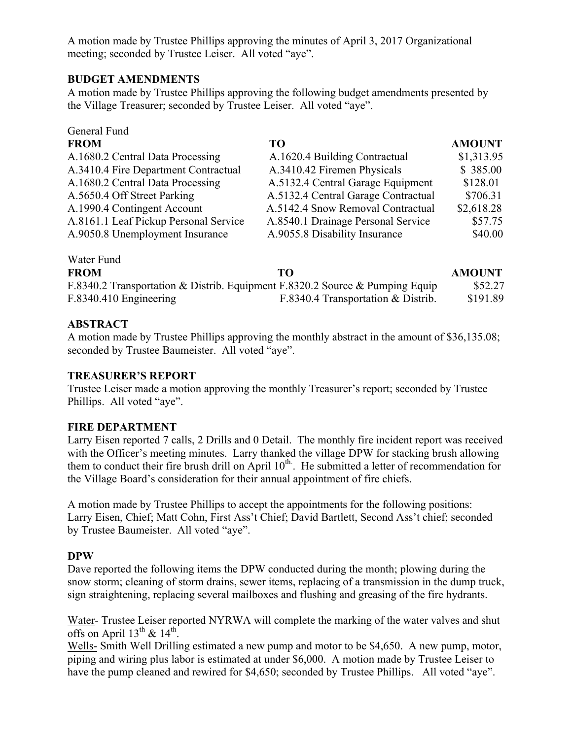A motion made by Trustee Phillips approving the minutes of April 3, 2017 Organizational meeting; seconded by Trustee Leiser. All voted "aye".

**BUDGET AMENDMENTS**

A motion made by Trustee Phillips approving the following budget amendments presented by the Village Treasurer; seconded by Trustee Leiser. All voted "aye".

General Fund

| FROM | TO | AMOUNT |
|---|---|---|
| A.1680.2 Central Data Processing | A.1620.4 Building Contractual | $1,313.95 |
| A.3410.4 Fire Department Contractual | A.3410.42 Firemen Physicals | $ 385.00 |
| A.1680.2 Central Data Processing | A.5132.4 Central Garage Equipment | $128.01 |
| A.5650.4 Off Street Parking | A.5132.4 Central Garage Contractual | $706.31 |
| A.1990.4 Contingent Account | A.5142.4 Snow Removal Contractual | $2,618.28 |
| A.8161.1 Leaf Pickup Personal Service | A.8540.1 Drainage Personal Service | $57.75 |
| A.9050.8 Unemployment Insurance | A.9055.8 Disability Insurance | $40.00 |

Water Fund

| FROM | TO | AMOUNT |
|---|---|---|
| F.8340.2 Transportation & Distrib. Equipment | F.8320.2 Source & Pumping Equip | $52.27 |
| F.8340.410 Engineering | F.8340.4 Transportation & Distrib. | $191.89 |

**ABSTRACT**

A motion made by Trustee Phillips approving the monthly abstract in the amount of $36,135.08; seconded by Trustee Baumeister. All voted "aye".

**TREASURER'S REPORT**

Trustee Leiser made a motion approving the monthly Treasurer's report; seconded by Trustee Phillips. All voted "aye".

**FIRE DEPARTMENT**

Larry Eisen reported 7 calls, 2 Drills and 0 Detail. The monthly fire incident report was received with the Officer's meeting minutes. Larry thanked the village DPW for stacking brush allowing them to conduct their fire brush drill on April 10th. He submitted a letter of recommendation for the Village Board's consideration for their annual appointment of fire chiefs.

A motion made by Trustee Phillips to accept the appointments for the following positions: Larry Eisen, Chief; Matt Cohn, First Ass't Chief; David Bartlett, Second Ass't chief; seconded by Trustee Baumeister. All voted "aye".

**DPW**

Dave reported the following items the DPW conducted during the month; plowing during the snow storm; cleaning of storm drains, sewer items, replacing of a transmission in the dump truck, sign straightening, replacing several mailboxes and flushing and greasing of the fire hydrants.

Water- Trustee Leiser reported NYRWA will complete the marking of the water valves and shut offs on April 13th & 14th.

Wells- Smith Well Drilling estimated a new pump and motor to be $4,650. A new pump, motor, piping and wiring plus labor is estimated at under $6,000. A motion made by Trustee Leiser to have the pump cleaned and rewired for $4,650; seconded by Trustee Phillips. All voted "aye".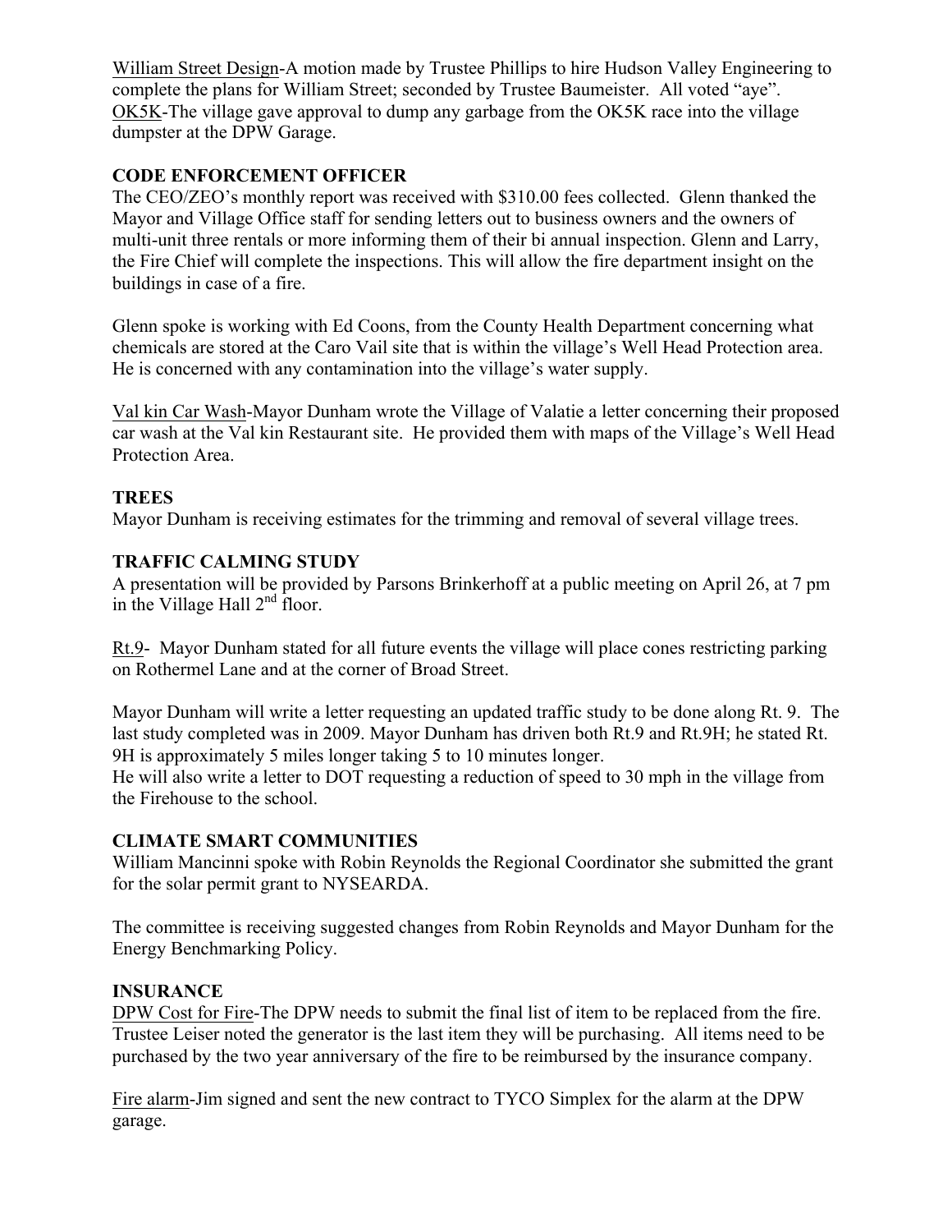William Street Design-A motion made by Trustee Phillips to hire Hudson Valley Engineering to complete the plans for William Street; seconded by Trustee Baumeister. All voted "aye".
OK5K-The village gave approval to dump any garbage from the OK5K race into the village dumpster at the DPW Garage.

**CODE ENFORCEMENT OFFICER**

The CEO/ZEO's monthly report was received with $310.00 fees collected. Glenn thanked the Mayor and Village Office staff for sending letters out to business owners and the owners of multi-unit three rentals or more informing them of their bi annual inspection. Glenn and Larry, the Fire Chief will complete the inspections. This will allow the fire department insight on the buildings in case of a fire.

Glenn spoke is working with Ed Coons, from the County Health Department concerning what chemicals are stored at the Caro Vail site that is within the village's Well Head Protection area. He is concerned with any contamination into the village's water supply.

Val kin Car Wash-Mayor Dunham wrote the Village of Valatie a letter concerning their proposed car wash at the Val kin Restaurant site. He provided them with maps of the Village's Well Head Protection Area.

**TREES**

Mayor Dunham is receiving estimates for the trimming and removal of several village trees.

**TRAFFIC CALMING STUDY**

A presentation will be provided by Parsons Brinkerhoff at a public meeting on April 26, at 7 pm in the Village Hall 2nd floor.

Rt.9- Mayor Dunham stated for all future events the village will place cones restricting parking on Rothermel Lane and at the corner of Broad Street.

Mayor Dunham will write a letter requesting an updated traffic study to be done along Rt. 9. The last study completed was in 2009. Mayor Dunham has driven both Rt.9 and Rt.9H; he stated Rt. 9H is approximately 5 miles longer taking 5 to 10 minutes longer.
He will also write a letter to DOT requesting a reduction of speed to 30 mph in the village from the Firehouse to the school.

**CLIMATE SMART COMMUNITIES**

William Mancinni spoke with Robin Reynolds the Regional Coordinator she submitted the grant for the solar permit grant to NYSEARDA.

The committee is receiving suggested changes from Robin Reynolds and Mayor Dunham for the Energy Benchmarking Policy.

**INSURANCE**

DPW Cost for Fire-The DPW needs to submit the final list of item to be replaced from the fire. Trustee Leiser noted the generator is the last item they will be purchasing. All items need to be purchased by the two year anniversary of the fire to be reimbursed by the insurance company.

Fire alarm-Jim signed and sent the new contract to TYCO Simplex for the alarm at the DPW garage.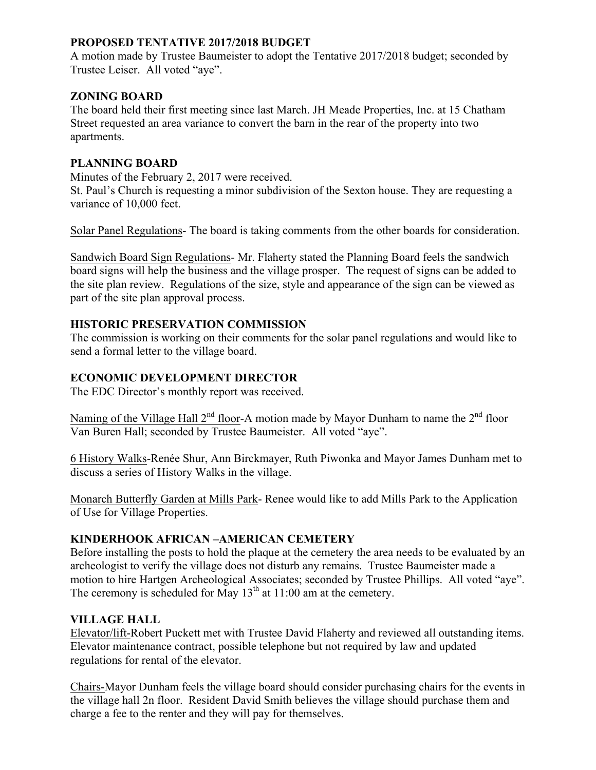## PROPOSED TENTATIVE 2017/2018 BUDGET

A motion made by Trustee Baumeister to adopt the Tentative 2017/2018 budget; seconded by Trustee Leiser. All voted "aye".

## ZONING BOARD

The board held their first meeting since last March. JH Meade Properties, Inc. at 15 Chatham Street requested an area variance to convert the barn in the rear of the property into two apartments.

## PLANNING BOARD

Minutes of the February 2, 2017 were received.
St. Paul's Church is requesting a minor subdivision of the Sexton house. They are requesting a variance of 10,000 feet.

Solar Panel Regulations- The board is taking comments from the other boards for consideration.

Sandwich Board Sign Regulations- Mr. Flaherty stated the Planning Board feels the sandwich board signs will help the business and the village prosper. The request of signs can be added to the site plan review. Regulations of the size, style and appearance of the sign can be viewed as part of the site plan approval process.

## HISTORIC PRESERVATION COMMISSION

The commission is working on their comments for the solar panel regulations and would like to send a formal letter to the village board.

## ECONOMIC DEVELOPMENT DIRECTOR

The EDC Director's monthly report was received.

Naming of the Village Hall 2nd floor-A motion made by Mayor Dunham to name the 2nd floor Van Buren Hall; seconded by Trustee Baumeister. All voted "aye".

6 History Walks-Renée Shur, Ann Birckmayer, Ruth Piwonka and Mayor James Dunham met to discuss a series of History Walks in the village.

Monarch Butterfly Garden at Mills Park- Renee would like to add Mills Park to the Application of Use for Village Properties.

## KINDERHOOK AFRICAN –AMERICAN CEMETERY

Before installing the posts to hold the plaque at the cemetery the area needs to be evaluated by an archeologist to verify the village does not disturb any remains. Trustee Baumeister made a motion to hire Hartgen Archeological Associates; seconded by Trustee Phillips. All voted "aye". The ceremony is scheduled for May 13th at 11:00 am at the cemetery.

## VILLAGE HALL

Elevator/lift-Robert Puckett met with Trustee David Flaherty and reviewed all outstanding items. Elevator maintenance contract, possible telephone but not required by law and updated regulations for rental of the elevator.

Chairs-Mayor Dunham feels the village board should consider purchasing chairs for the events in the village hall 2n floor. Resident David Smith believes the village should purchase them and charge a fee to the renter and they will pay for themselves.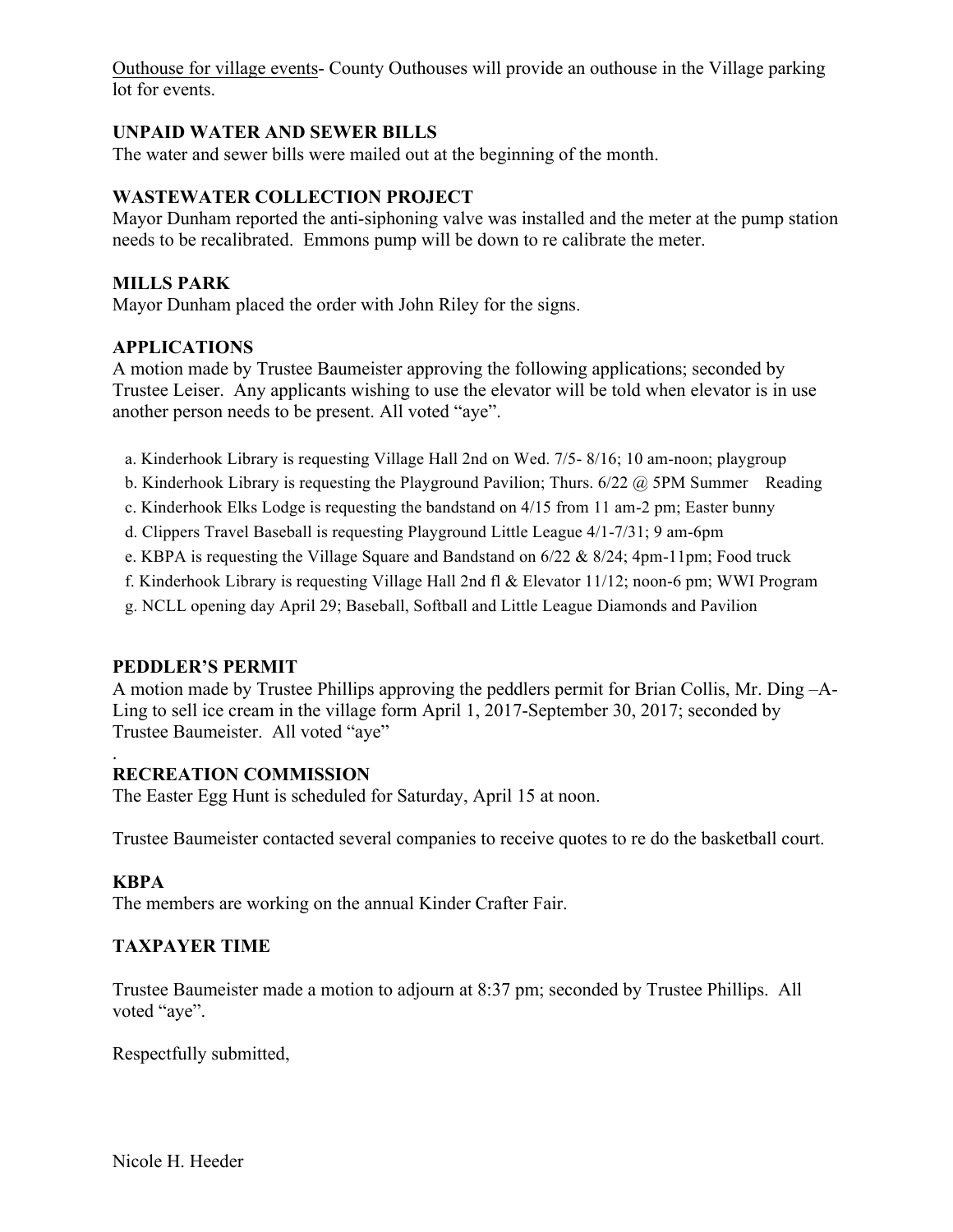Outhouse for village events- County Outhouses will provide an outhouse in the Village parking lot for events.

**UNPAID WATER AND SEWER BILLS**

The water and sewer bills were mailed out at the beginning of the month.

**WASTEWATER COLLECTION PROJECT**

Mayor Dunham reported the anti-siphoning valve was installed and the meter at the pump station needs to be recalibrated. Emmons pump will be down to re calibrate the meter.

**MILLS PARK**

Mayor Dunham placed the order with John Riley for the signs.

**APPLICATIONS**

A motion made by Trustee Baumeister approving the following applications; seconded by Trustee Leiser. Any applicants wishing to use the elevator will be told when elevator is in use another person needs to be present. All voted "aye".

a. Kinderhook Library is requesting Village Hall 2nd on Wed. 7/5- 8/16; 10 am-noon; playgroup
b. Kinderhook Library is requesting the Playground Pavilion; Thurs. 6/22 @ 5PM Summer Reading
c. Kinderhook Elks Lodge is requesting the bandstand on 4/15 from 11 am-2 pm; Easter bunny
d. Clippers Travel Baseball is requesting Playground Little League 4/1-7/31; 9 am-6pm
e. KBPA is requesting the Village Square and Bandstand on 6/22 & 8/24; 4pm-11pm; Food truck
f. Kinderhook Library is requesting Village Hall 2nd fl & Elevator 11/12; noon-6 pm; WWI Program
g. NCLL opening day April 29; Baseball, Softball and Little League Diamonds and Pavilion

**PEDDLER'S PERMIT**

A motion made by Trustee Phillips approving the peddlers permit for Brian Collis, Mr. Ding –A-Ling to sell ice cream in the village form April 1, 2017-September 30, 2017; seconded by Trustee Baumeister. All voted "aye"

.

**RECREATION COMMISSION**

The Easter Egg Hunt is scheduled for Saturday, April 15 at noon.

Trustee Baumeister contacted several companies to receive quotes to re do the basketball court.

**KBPA**

The members are working on the annual Kinder Crafter Fair.

**TAXPAYER TIME**

Trustee Baumeister made a motion to adjourn at 8:37 pm; seconded by Trustee Phillips. All voted "aye".

Respectfully submitted,

Nicole H. Heeder